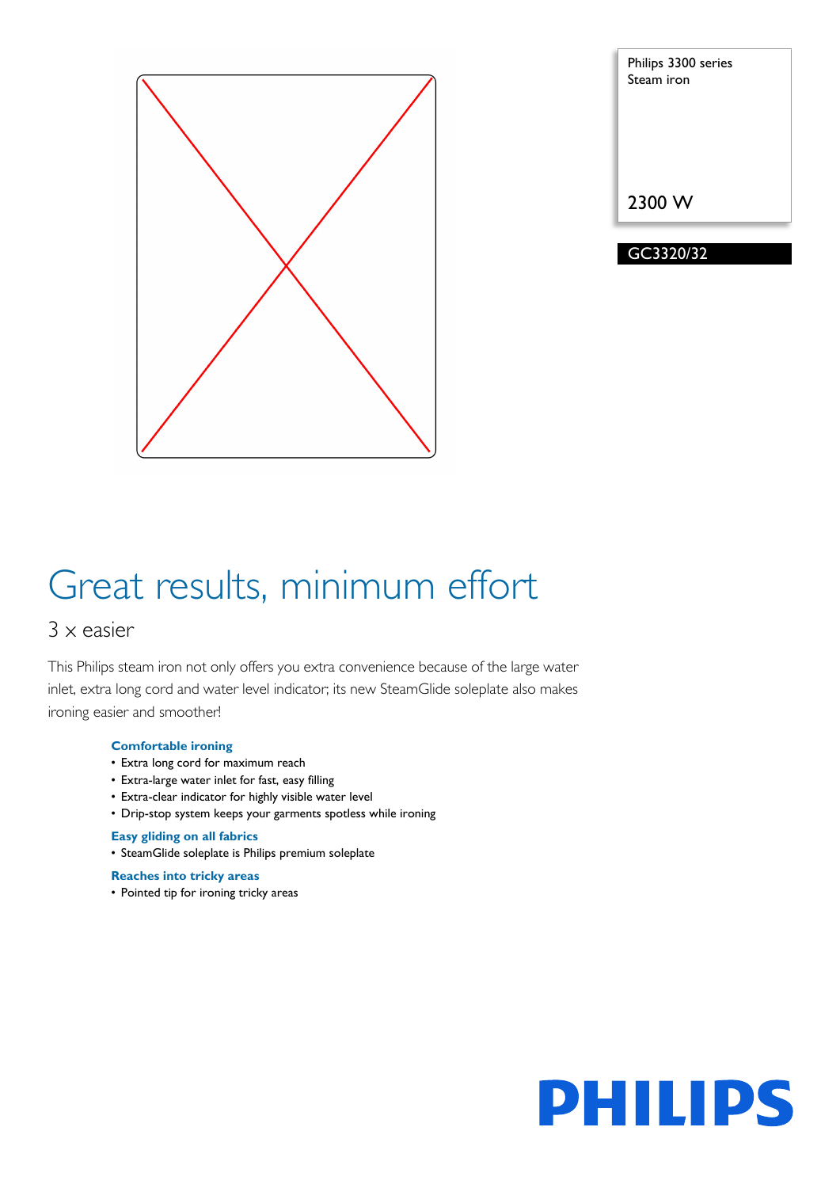Philips 3300 series
Steam iron

2300 W

GC3320/32

# Great results, minimum effort

## 3 x easier

This Philips steam iron not only offers you extra convenience because of the large water inlet, extra long cord and water level indicator; its new SteamGlide soleplate also makes ironing easier and smoother!

### Comfortable ironing
- Extra long cord for maximum reach
- Extra-large water inlet for fast, easy filling
- Extra-clear indicator for highly visible water level
- Drip-stop system keeps your garments spotless while ironing

### Easy gliding on all fabrics
- SteamGlide soleplate is Philips premium soleplate

### Reaches into tricky areas
- Pointed tip for ironing tricky areas

PHILIPS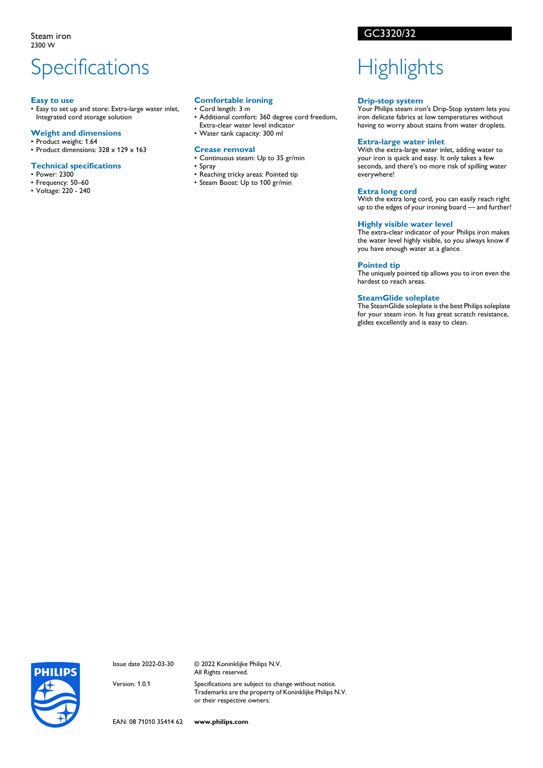Steam iron
2300 W

# Specifications

### Easy to use
- Easy to set up and store: Extra-large water inlet, Integrated cord storage solution

### Weight and dimensions
- Product weight: 1.64
- Product dimensions: 328 x 129 x 163

### Technical specifications
- Power: 2300
- Frequency: 50–60
- Voltage: 220 - 240

### Comfortable ironing
- Cord length: 3 m
- Additional comfort: 360 degree cord freedom, Extra-clear water level indicator
- Water tank capacity: 300 ml

### Crease removal
- Continuous steam: Up to 35 gr/min
- Spray
- Reaching tricky areas: Pointed tip
- Steam Boost: Up to 100 gr/min

GC3320/32

# Highlights

### Drip-stop system
Your Philips steam iron's Drip-Stop system lets you iron delicate fabrics at low temperatures without having to worry about stains from water droplets.

### Extra-large water inlet
With the extra-large water inlet, adding water to your iron is quick and easy. It only takes a few seconds, and there's no more risk of spilling water everywhere!

### Extra long cord
With the extra long cord, you can easily reach right up to the edges of your ironing board — and further!

### Highly visible water level
The extra-clear indicator of your Philips iron makes the water level highly visible, so you always know if you have enough water at a glance.

### Pointed tip
The uniquely pointed tip allows you to iron even the hardest to reach areas.

### SteamGlide soleplate
The SteamGlide soleplate is the best Philips soleplate for your steam iron. It has great scratch resistance, glides excellently and is easy to clean.

Issue date 2022-03-30

Version: 1.0.1

EAN: 08 71010 35414 62

© 2022 Koninklijke Philips N.V.
All Rights reserved.

Specifications are subject to change without notice. Trademarks are the property of Koninklijke Philips N.V. or their respective owners.

**www.philips.com**